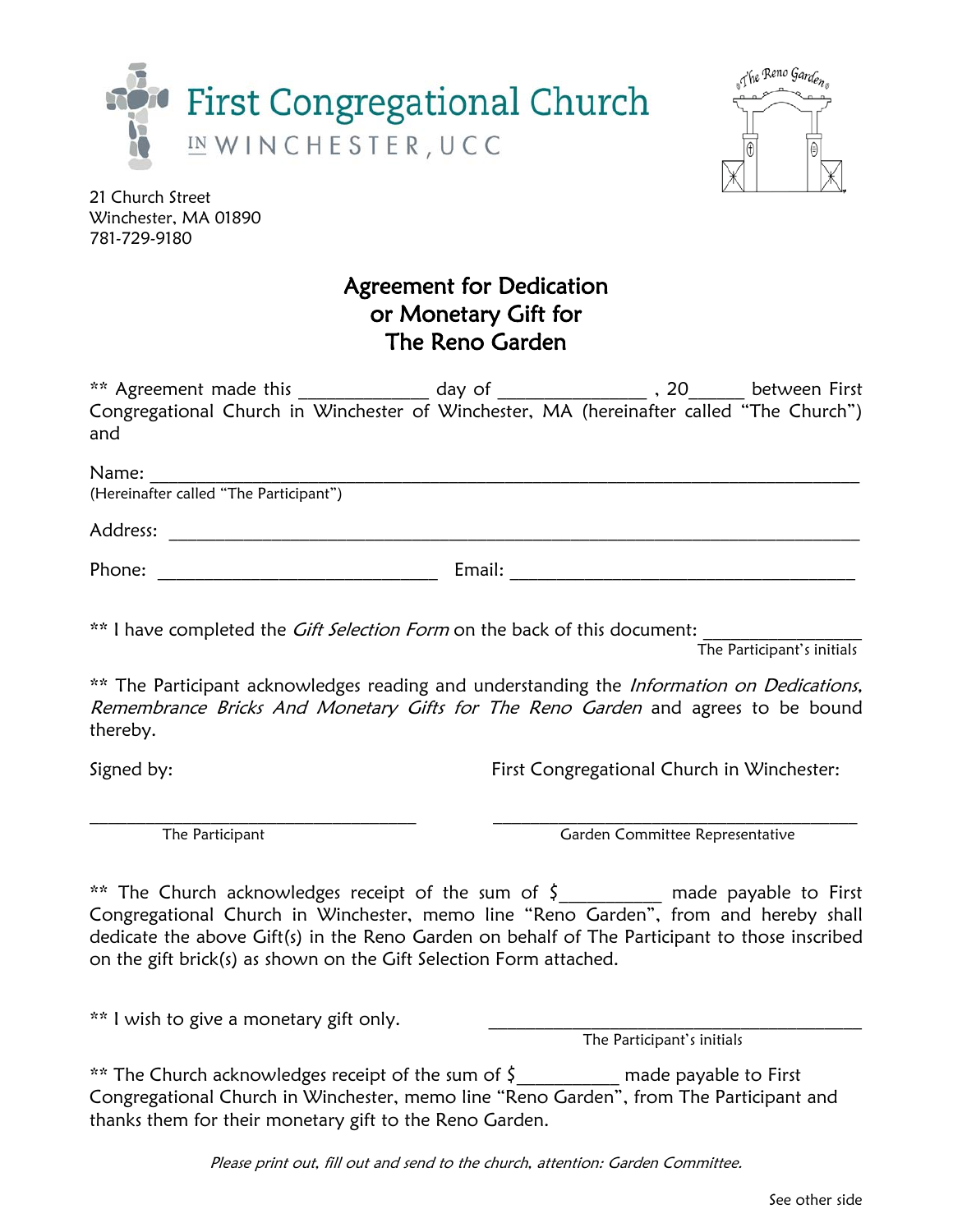First Congregational Church
IN WINCHESTER, UCC

The Reno Garden

21 Church Street
Winchester, MA 01890
781-729-9180

# Agreement for Dedication or Monetary Gift for The Reno Garden

** Agreement made this _____________ day of _______________ , 20_____ between First Congregational Church in Winchester of Winchester, MA (hereinafter called "The Church") and

Name: ______________________________________________________________________
(Hereinafter called "The Participant")

Address: ____________________________________________________________________

Phone: ____________________________ Email: __________________________________

** I have completed the *Gift Selection Form* on the back of this document: ______________
The Participant's initials

** The Participant acknowledges reading and understanding the *Information on Dedications, Remembrance Bricks And Monetary Gifts for The Reno Garden* and agrees to be bound thereby.

Signed by:

__________________________________
The Participant

First Congregational Church in Winchester:

__________________________________
Garden Committee Representative

** The Church acknowledges receipt of the sum of $__________ made payable to First Congregational Church in Winchester, memo line "Reno Garden", from and hereby shall dedicate the above Gift(s) in the Reno Garden on behalf of The Participant to those inscribed on the gift brick(s) as shown on the Gift Selection Form attached.

** I wish to give a monetary gift only. __________________________________
The Participant's initials

** The Church acknowledges receipt of the sum of $__________ made payable to First Congregational Church in Winchester, memo line "Reno Garden", from The Participant and thanks them for their monetary gift to the Reno Garden.

*Please print out, fill out and send to the church, attention: Garden Committee.*

See other side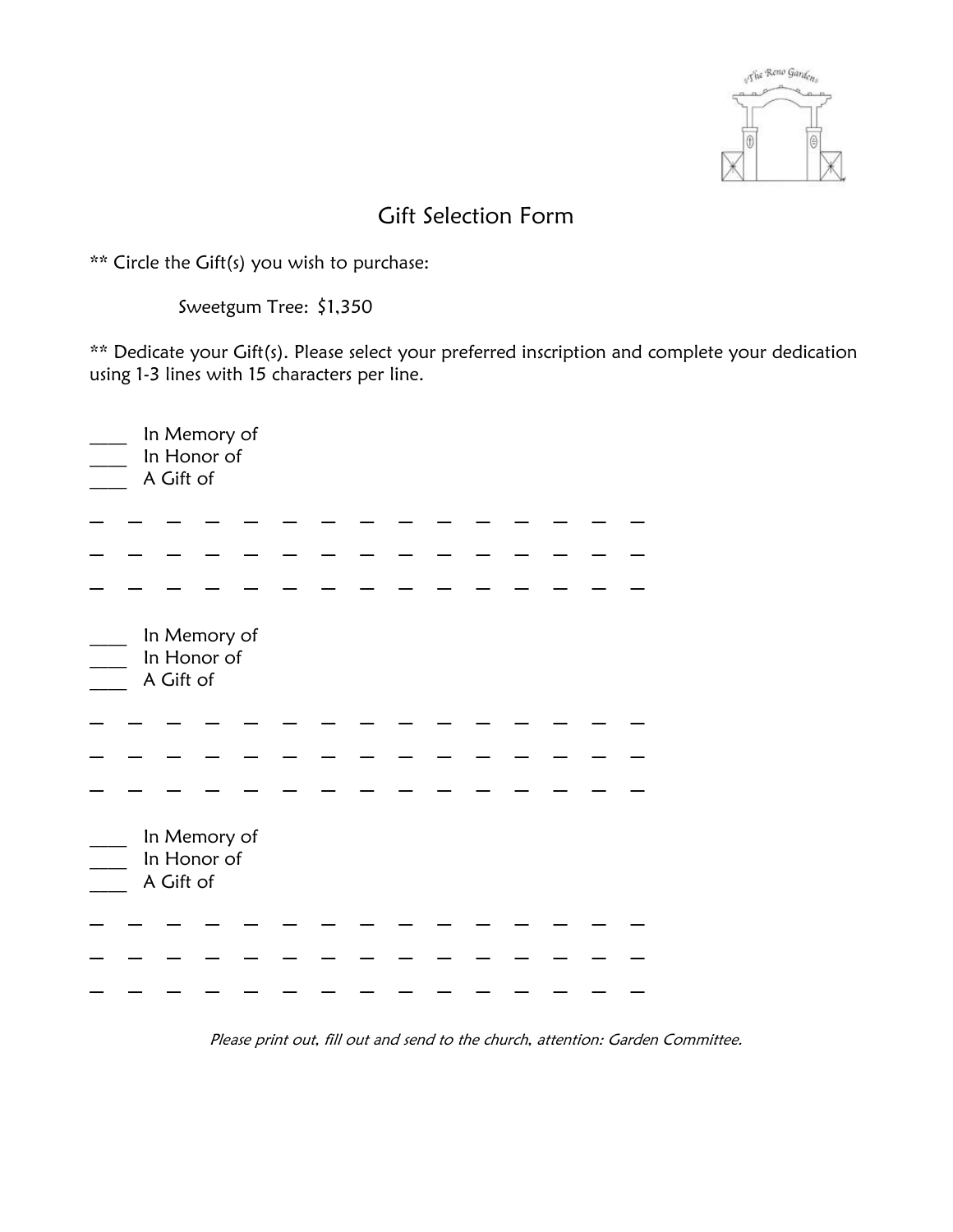# Gift Selection Form

** Circle the Gift(s) you wish to purchase:

Sweetgum Tree: $1,350

** Dedicate your Gift(s). Please select your preferred inscription and complete your dedication using 1-3 lines with 15 characters per line.

____ In Memory of
____ In Honor of
____ A Gift of

_ _ _ _ _ _ _ _ _ _ _ _ _ _ _

_ _ _ _ _ _ _ _ _ _ _ _ _ _ _

_ _ _ _ _ _ _ _ _ _ _ _ _ _ _

____ In Memory of
____ In Honor of
____ A Gift of

_ _ _ _ _ _ _ _ _ _ _ _ _ _ _

_ _ _ _ _ _ _ _ _ _ _ _ _ _ _

_ _ _ _ _ _ _ _ _ _ _ _ _ _ _

____ In Memory of
____ In Honor of
____ A Gift of

_ _ _ _ _ _ _ _ _ _ _ _ _ _ _

_ _ _ _ _ _ _ _ _ _ _ _ _ _ _

_ _ _ _ _ _ _ _ _ _ _ _ _ _ _

*Please print out, fill out and send to the church, attention: Garden Committee.*